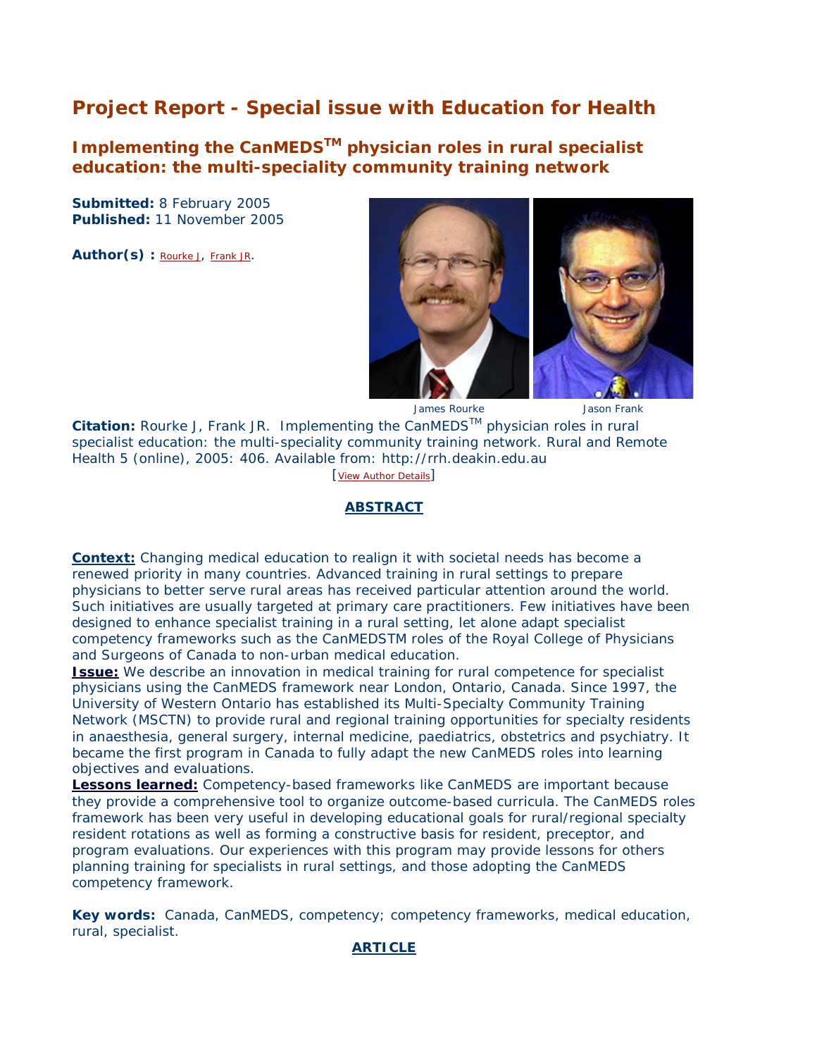# Project Report - Special issue with Education for Health

## Implementing the CanMEDS$^{TM}$ physician roles in rural specialist education: the multi-speciality community training network

**Submitted:** 8 February 2005
**Published:** 11 November 2005

**Author(s) :** Rourke J, Frank JR.

James Rourke Jason Frank

**Citation:** Rourke J, Frank JR. Implementing the CanMEDS$^{TM}$ physician roles in rural specialist education: the multi-speciality community training network. Rural and Remote Health 5 (online), 2005: 406. Available from: http://rrh.deakin.edu.au

[View Author Details]

### ABSTRACT

**Context:** Changing medical education to realign it with societal needs has become a renewed priority in many countries. Advanced training in rural settings to prepare physicians to better serve rural areas has received particular attention around the world. Such initiatives are usually targeted at primary care practitioners. Few initiatives have been designed to enhance specialist training in a rural setting, let alone adapt specialist competency frameworks such as the CanMEDSTM roles of the Royal College of Physicians and Surgeons of Canada to non-urban medical education.

**Issue:** We describe an innovation in medical training for rural competence for specialist physicians using the CanMEDS framework near London, Ontario, Canada. Since 1997, the University of Western Ontario has established its Multi-Specialty Community Training Network (MSCTN) to provide rural and regional training opportunities for specialty residents in anaesthesia, general surgery, internal medicine, paediatrics, obstetrics and psychiatry. It became the first program in Canada to fully adapt the new CanMEDS roles into learning objectives and evaluations.

**Lessons learned:** Competency-based frameworks like CanMEDS are important because they provide a comprehensive tool to organize outcome-based curricula. The CanMEDS roles framework has been very useful in developing educational goals for rural/regional specialty resident rotations as well as forming a constructive basis for resident, preceptor, and program evaluations. Our experiences with this program may provide lessons for others planning training for specialists in rural settings, and those adopting the CanMEDS competency framework.

**Key words:** Canada, CanMEDS, competency; competency frameworks, medical education, rural, specialist.

### ARTICLE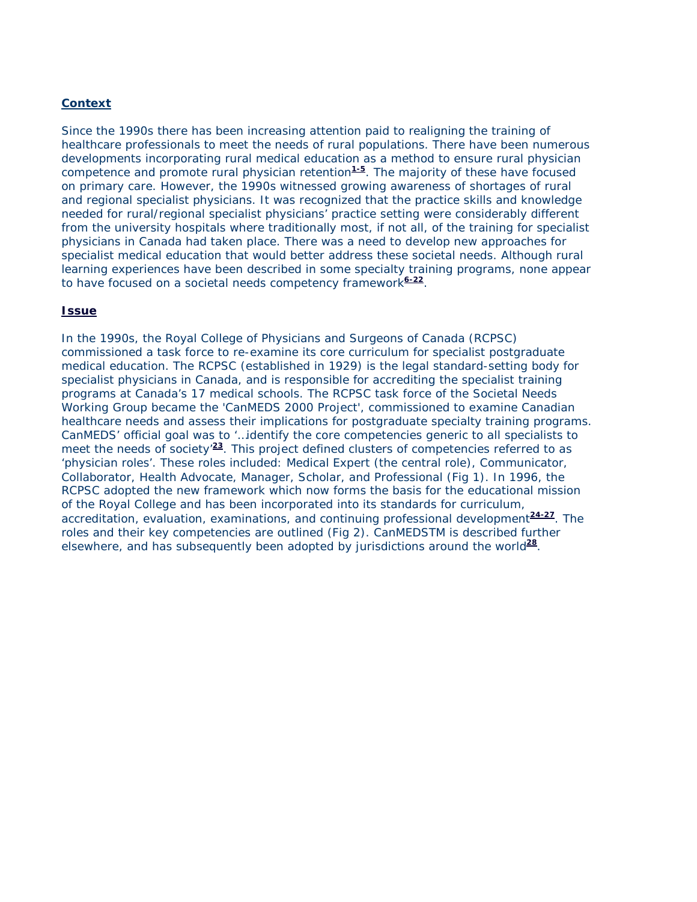## Context

Since the 1990s there has been increasing attention paid to realigning the training of healthcare professionals to meet the needs of rural populations. There have been numerous developments incorporating rural medical education as a method to ensure rural physician competence and promote rural physician retention[1-5]. The majority of these have focused on primary care. However, the 1990s witnessed growing awareness of shortages of rural and regional specialist physicians. It was recognized that the practice skills and knowledge needed for rural/regional specialist physicians' practice setting were considerably different from the university hospitals where traditionally most, if not all, of the training for specialist physicians in Canada had taken place. There was a need to develop new approaches for specialist medical education that would better address these societal needs. Although rural learning experiences have been described in some specialty training programs, none appear to have focused on a societal needs competency framework[6-22].

## Issue

In the 1990s, the Royal College of Physicians and Surgeons of Canada (RCPSC) commissioned a task force to re-examine its core curriculum for specialist postgraduate medical education. The RCPSC (established in 1929) is the legal standard-setting body for specialist physicians in Canada, and is responsible for accrediting the specialist training programs at Canada's 17 medical schools. The RCPSC task force of the Societal Needs Working Group became the 'CanMEDS 2000 Project', commissioned to examine Canadian healthcare needs and assess their implications for postgraduate specialty training programs. CanMEDS' official goal was to '...identify the core competencies generic to all specialists to meet the needs of society'[23]. This project defined clusters of competencies referred to as 'physician roles'. These roles included: Medical Expert (the central role), Communicator, Collaborator, Health Advocate, Manager, Scholar, and Professional (Fig 1). In 1996, the RCPSC adopted the new framework which now forms the basis for the educational mission of the Royal College and has been incorporated into its standards for curriculum, accreditation, evaluation, examinations, and continuing professional development[24-27]. The roles and their key competencies are outlined (Fig 2). CanMEDSTM is described further elsewhere, and has subsequently been adopted by jurisdictions around the world[28].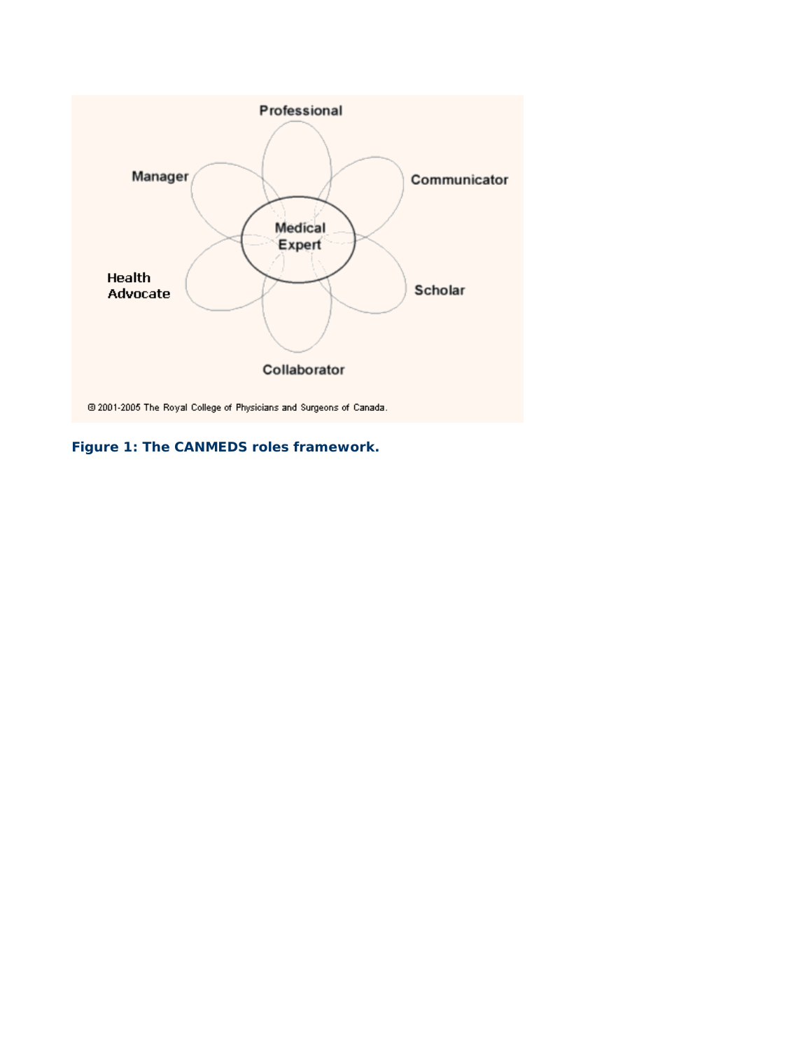Professional

Manager

Communicator

Medical Expert

Health Advocate

Scholar

Collaborator

© 2001-2005 The Royal College of Physicians and Surgeons of Canada.

**Figure 1: The CANMEDS roles framework.**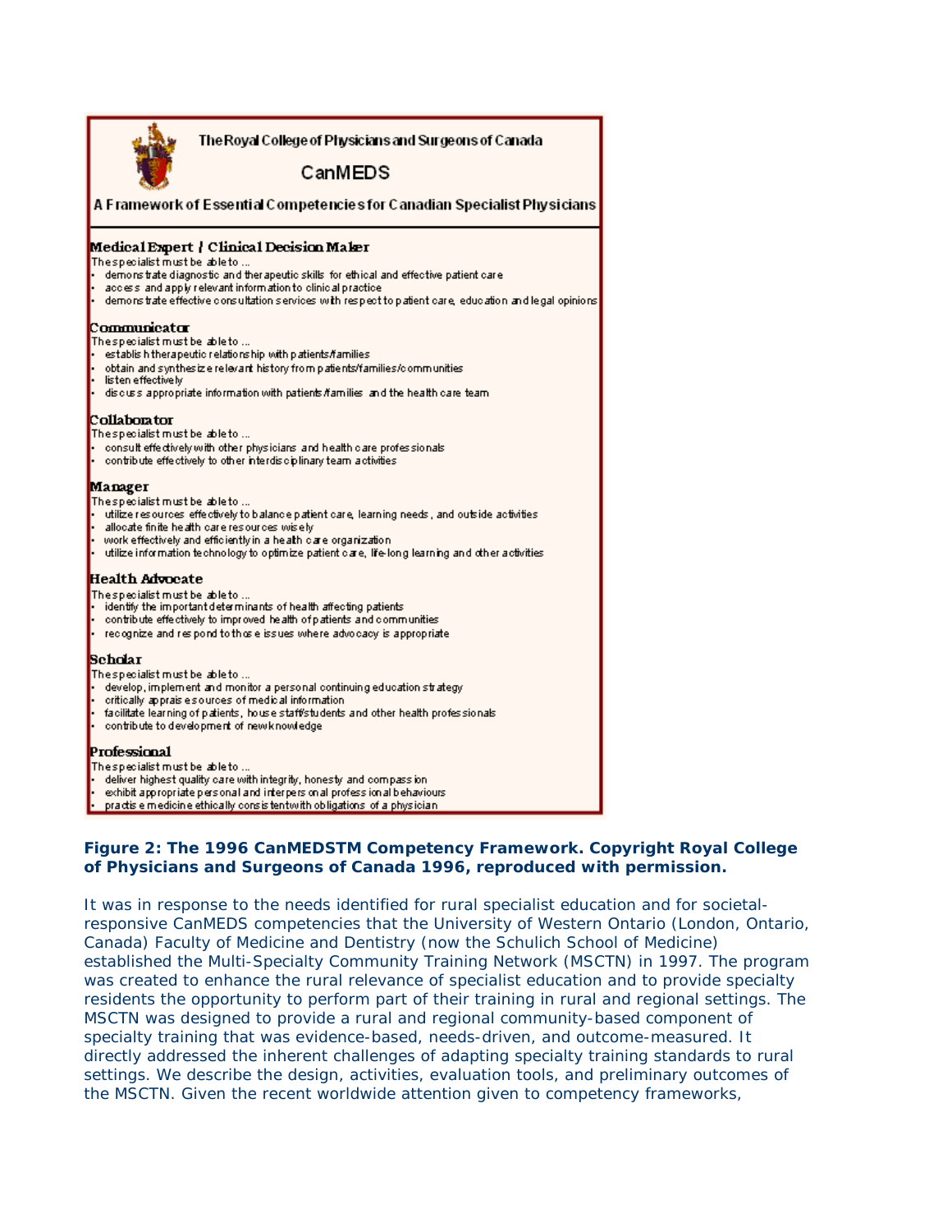The Royal College of Physicians and Surgeons of Canada

CanMEDS

A Framework of Essential Competencies for Canadian Specialist Physicians

**Medical Expert / Clinical Decision Maker**

The specialist must be able to ...

- demonstrate diagnostic and therapeutic skills for ethical and effective patient care
- access and apply relevant information to clinical practice
- demonstrate effective consultation services with respect to patient care, education and legal opinions

**Communicator**

The specialist must be able to ...

- establish therapeutic relationship with patients/families
- obtain and synthesize relevant history from patients/families/communities
- listen effectively
- discuss appropriate information with patients/families and the health care team

**Collaborator**

The specialist must be able to ...

- consult effectively with other physicians and health care professionals
- contribute effectively to other interdisciplinary team activities

**Manager**

The specialist must be able to ...

- utilize resources effectively to balance patient care, learning needs, and outside activities
- allocate finite health care resources wisely
- work effectively and efficiently in a health care organization
- utilize information technology to optimize patient care, life-long learning and other activities

**Health Advocate**

The specialist must be able to ...

- identify the important determinants of health affecting patients
- contribute effectively to improved health of patients and communities
- recognize and respond to those issues where advocacy is appropriate

**Scholar**

The specialist must be able to ...

- develop, implement and monitor a personal continuing education strategy
- critically appraise sources of medical information
- facilitate learning of patients, house staff/students and other health professionals
- contribute to development of new knowledge

**Professional**

The specialist must be able to ...

- deliver highest quality care with integrity, honesty and compassion
- exhibit appropriate personal and interpersonal professional behaviours
- practise medicine ethically consistent with obligations of a physician

**Figure 2: The 1996 CanMEDSTM Competency Framework. Copyright Royal College of Physicians and Surgeons of Canada 1996, reproduced with permission.**

It was in response to the needs identified for rural specialist education and for societal-responsive CanMEDS competencies that the University of Western Ontario (London, Ontario, Canada) Faculty of Medicine and Dentistry (now the Schulich School of Medicine) established the Multi-Specialty Community Training Network (MSCTN) in 1997. The program was created to enhance the rural relevance of specialist education and to provide specialty residents the opportunity to perform part of their training in rural and regional settings. The MSCTN was designed to provide a rural and regional community-based component of specialty training that was evidence-based, needs-driven, and outcome-measured. It directly addressed the inherent challenges of adapting specialty training standards to rural settings. We describe the design, activities, evaluation tools, and preliminary outcomes of the MSCTN. Given the recent worldwide attention given to competency frameworks,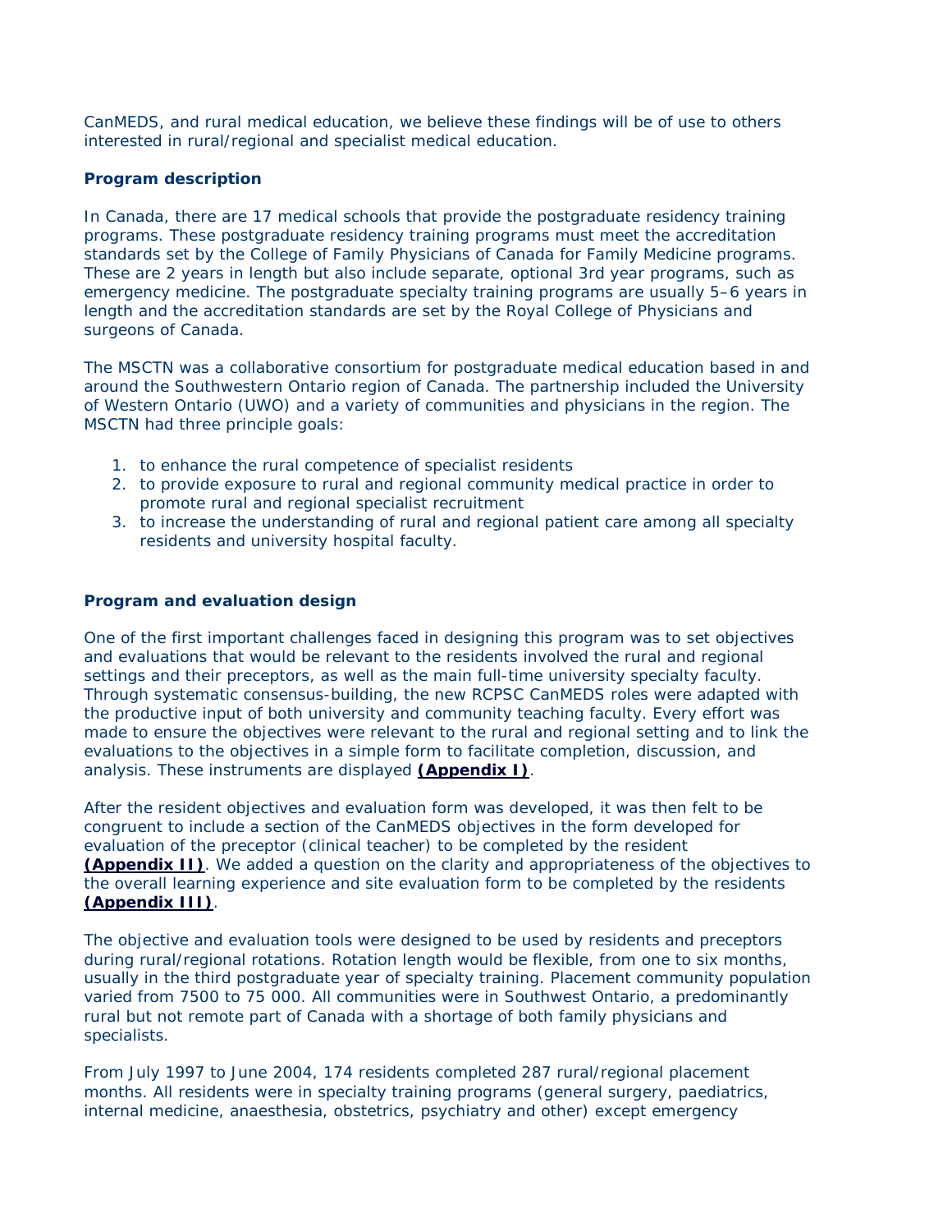CanMEDS, and rural medical education, we believe these findings will be of use to others interested in rural/regional and specialist medical education.

**Program description**

In Canada, there are 17 medical schools that provide the postgraduate residency training programs. These postgraduate residency training programs must meet the accreditation standards set by the College of Family Physicians of Canada for Family Medicine programs. These are 2 years in length but also include separate, optional 3rd year programs, such as emergency medicine. The postgraduate specialty training programs are usually 5–6 years in length and the accreditation standards are set by the Royal College of Physicians and surgeons of Canada.

The MSCTN was a collaborative consortium for postgraduate medical education based in and around the Southwestern Ontario region of Canada. The partnership included the University of Western Ontario (UWO) and a variety of communities and physicians in the region. The MSCTN had three principle goals:

1. to enhance the rural competence of specialist residents
2. to provide exposure to rural and regional community medical practice in order to promote rural and regional specialist recruitment
3. to increase the understanding of rural and regional patient care among all specialty residents and university hospital faculty.

**Program and evaluation design**

One of the first important challenges faced in designing this program was to set objectives and evaluations that would be relevant to the residents involved the rural and regional settings and their preceptors, as well as the main full-time university specialty faculty. Through systematic consensus-building, the new RCPSC CanMEDS roles were adapted with the productive input of both university and community teaching faculty. Every effort was made to ensure the objectives were relevant to the rural and regional setting and to link the evaluations to the objectives in a simple form to facilitate completion, discussion, and analysis. These instruments are displayed **(Appendix I)**.

After the resident objectives and evaluation form was developed, it was then felt to be congruent to include a section of the CanMEDS objectives in the form developed for evaluation of the preceptor (clinical teacher) to be completed by the resident **(Appendix II)**. We added a question on the clarity and appropriateness of the objectives to the overall learning experience and site evaluation form to be completed by the residents **(Appendix III)**.

The objective and evaluation tools were designed to be used by residents and preceptors during rural/regional rotations. Rotation length would be flexible, from one to six months, usually in the third postgraduate year of specialty training. Placement community population varied from 7500 to 75 000. All communities were in Southwest Ontario, a predominantly rural but not remote part of Canada with a shortage of both family physicians and specialists.

From July 1997 to June 2004, 174 residents completed 287 rural/regional placement months. All residents were in specialty training programs (general surgery, paediatrics, internal medicine, anaesthesia, obstetrics, psychiatry and other) except emergency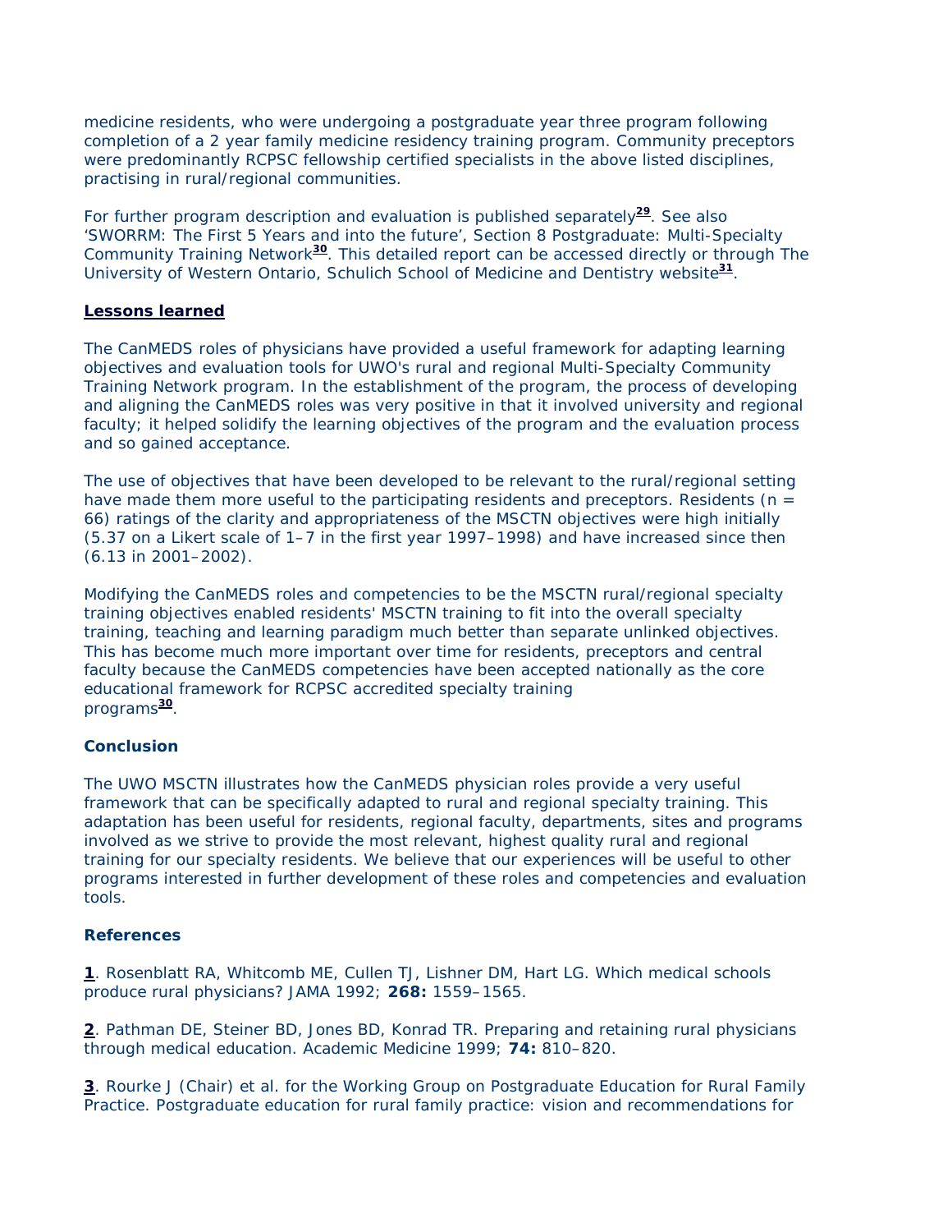medicine residents, who were undergoing a postgraduate year three program following completion of a 2 year family medicine residency training program. Community preceptors were predominantly RCPSC fellowship certified specialists in the above listed disciplines, practising in rural/regional communities.

For further program description and evaluation is published separately[29]. See also 'SWORRM: The First 5 Years and into the future', Section 8 Postgraduate: Multi-Specialty Community Training Network[30]. This detailed report can be accessed directly or through The University of Western Ontario, Schulich School of Medicine and Dentistry website[31].

## Lessons learned

The CanMEDS roles of physicians have provided a useful framework for adapting learning objectives and evaluation tools for UWO's rural and regional Multi-Specialty Community Training Network program. In the establishment of the program, the process of developing and aligning the CanMEDS roles was very positive in that it involved university and regional faculty; it helped solidify the learning objectives of the program and the evaluation process and so gained acceptance.

The use of objectives that have been developed to be relevant to the rural/regional setting have made them more useful to the participating residents and preceptors. Residents ($n = 66$) ratings of the clarity and appropriateness of the MSCTN objectives were high initially (5.37 on a Likert scale of 1–7 in the first year 1997–1998) and have increased since then (6.13 in 2001–2002).

Modifying the CanMEDS roles and competencies to be the MSCTN rural/regional specialty training objectives enabled residents' MSCTN training to fit into the overall specialty training, teaching and learning paradigm much better than separate unlinked objectives. This has become much more important over time for residents, preceptors and central faculty because the CanMEDS competencies have been accepted nationally as the core educational framework for RCPSC accredited specialty training programs[30].

## Conclusion

The UWO MSCTN illustrates how the CanMEDS physician roles provide a very useful framework that can be specifically adapted to rural and regional specialty training. This adaptation has been useful for residents, regional faculty, departments, sites and programs involved as we strive to provide the most relevant, highest quality rural and regional training for our specialty residents. We believe that our experiences will be useful to other programs interested in further development of these roles and competencies and evaluation tools.

## References

**1**. Rosenblatt RA, Whitcomb ME, Cullen TJ, Lishner DM, Hart LG. Which medical schools produce rural physicians? JAMA 1992; **268:** 1559–1565.

**2**. Pathman DE, Steiner BD, Jones BD, Konrad TR. Preparing and retaining rural physicians through medical education. Academic Medicine 1999; **74:** 810–820.

**3**. Rourke J (Chair) et al. for the Working Group on Postgraduate Education for Rural Family Practice. Postgraduate education for rural family practice: vision and recommendations for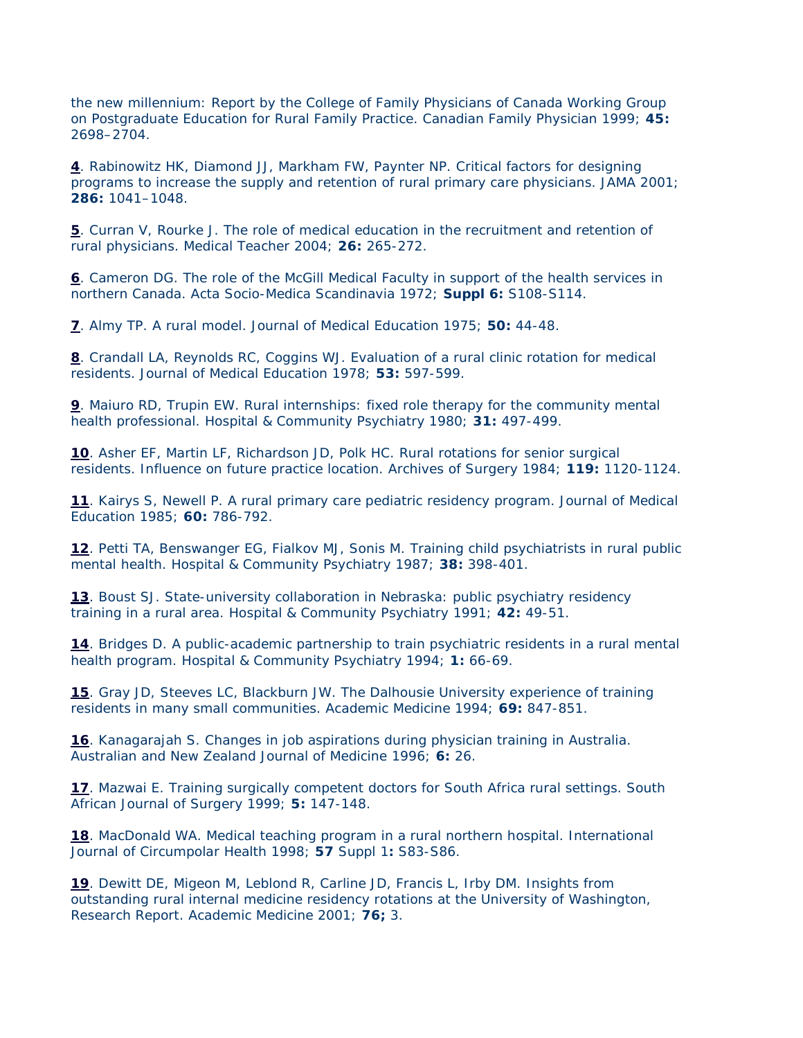the new millennium: Report by the College of Family Physicians of Canada Working Group on Postgraduate Education for Rural Family Practice. Canadian Family Physician 1999; **45:** 2698–2704.

**4**. Rabinowitz HK, Diamond JJ, Markham FW, Paynter NP. Critical factors for designing programs to increase the supply and retention of rural primary care physicians. JAMA 2001; **286:** 1041–1048.

**5**. Curran V, Rourke J. The role of medical education in the recruitment and retention of rural physicians. Medical Teacher 2004; **26:** 265-272.

**6**. Cameron DG. The role of the McGill Medical Faculty in support of the health services in northern Canada. Acta Socio-Medica Scandinavia 1972; **Suppl 6:** S108-S114.

**7**. Almy TP. A rural model. Journal of Medical Education 1975; **50:** 44-48.

**8**. Crandall LA, Reynolds RC, Coggins WJ. Evaluation of a rural clinic rotation for medical residents. Journal of Medical Education 1978; **53:** 597-599.

**9**. Maiuro RD, Trupin EW. Rural internships: fixed role therapy for the community mental health professional. Hospital & Community Psychiatry 1980; **31:** 497-499.

**10**. Asher EF, Martin LF, Richardson JD, Polk HC. Rural rotations for senior surgical residents. Influence on future practice location. Archives of Surgery 1984; **119:** 1120-1124.

**11**. Kairys S, Newell P. A rural primary care pediatric residency program. Journal of Medical Education 1985; **60:** 786-792.

**12**. Petti TA, Benswanger EG, Fialkov MJ, Sonis M. Training child psychiatrists in rural public mental health. Hospital & Community Psychiatry 1987; **38:** 398-401.

**13**. Boust SJ. State-university collaboration in Nebraska: public psychiatry residency training in a rural area. Hospital & Community Psychiatry 1991; **42:** 49-51.

**14**. Bridges D. A public-academic partnership to train psychiatric residents in a rural mental health program. Hospital & Community Psychiatry 1994; **1:** 66-69.

**15**. Gray JD, Steeves LC, Blackburn JW. The Dalhousie University experience of training residents in many small communities. Academic Medicine 1994; **69:** 847-851.

**16**. Kanagarajah S. Changes in job aspirations during physician training in Australia. Australian and New Zealand Journal of Medicine 1996; **6:** 26.

**17**. Mazwai E. Training surgically competent doctors for South Africa rural settings. South African Journal of Surgery 1999; **5:** 147-148.

**18**. MacDonald WA. Medical teaching program in a rural northern hospital. International Journal of Circumpolar Health 1998; **57** Suppl 1**:** S83-S86.

**19**. Dewitt DE, Migeon M, Leblond R, Carline JD, Francis L, Irby DM. Insights from outstanding rural internal medicine residency rotations at the University of Washington, Research Report. Academic Medicine 2001; **76;** 3.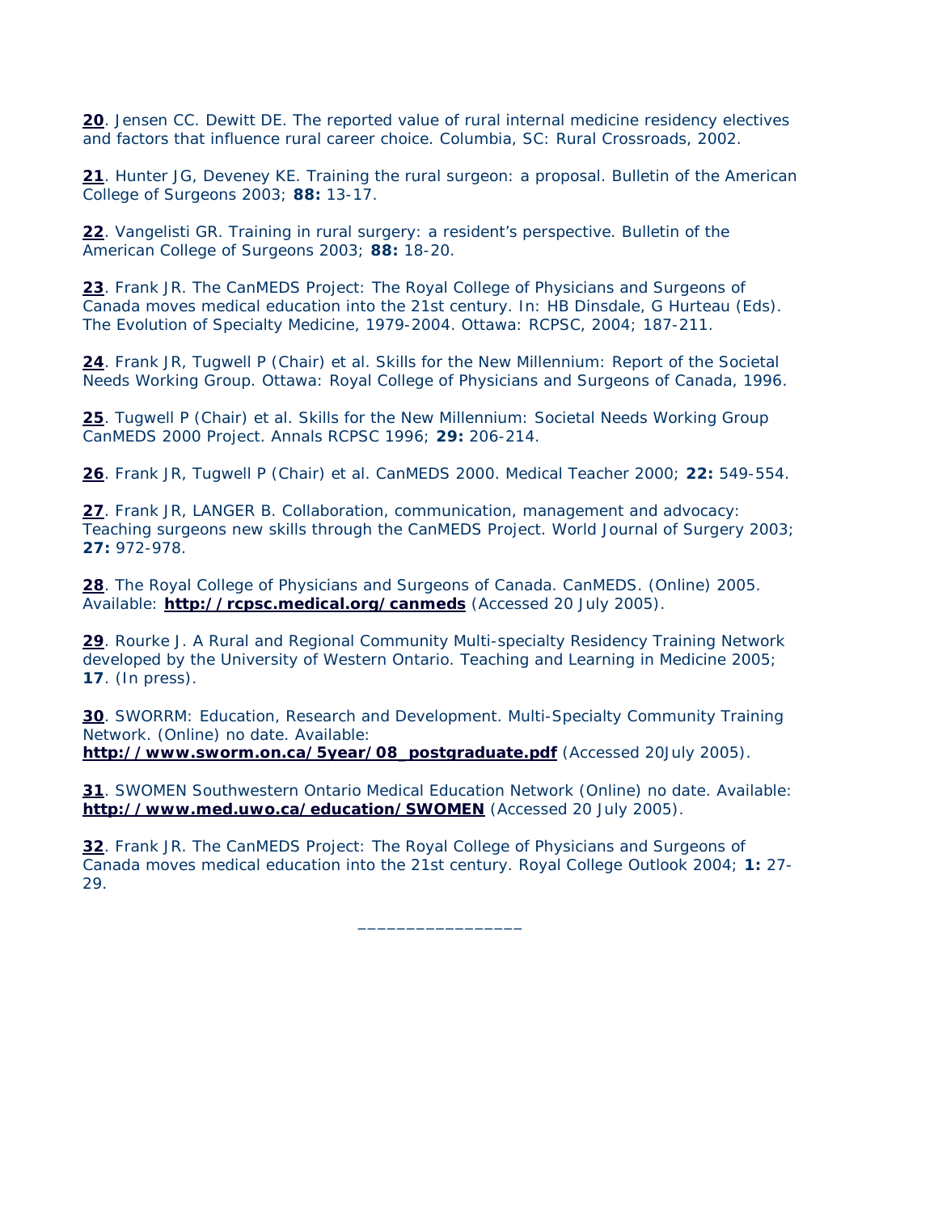**20**. Jensen CC. Dewitt DE. The reported value of rural internal medicine residency electives and factors that influence rural career choice. Columbia, SC: Rural Crossroads, 2002.

**21**. Hunter JG, Deveney KE. Training the rural surgeon: a proposal. Bulletin of the American College of Surgeons 2003; **88:** 13-17.

**22**. Vangelisti GR. Training in rural surgery: a resident's perspective. Bulletin of the American College of Surgeons 2003; **88:** 18-20.

**23**. Frank JR. The CanMEDS Project: The Royal College of Physicians and Surgeons of Canada moves medical education into the 21st century. In: HB Dinsdale, G Hurteau (Eds). The Evolution of Specialty Medicine, 1979-2004. Ottawa: RCPSC, 2004; 187-211.

**24**. Frank JR, Tugwell P (Chair) et al. Skills for the New Millennium: Report of the Societal Needs Working Group. Ottawa: Royal College of Physicians and Surgeons of Canada, 1996.

**25**. Tugwell P (Chair) et al. Skills for the New Millennium: Societal Needs Working Group CanMEDS 2000 Project. Annals RCPSC 1996; **29:** 206-214.

**26**. Frank JR, Tugwell P (Chair) et al. CanMEDS 2000. Medical Teacher 2000; **22:** 549-554.

**27**. Frank JR, LANGER B. Collaboration, communication, management and advocacy: Teaching surgeons new skills through the CanMEDS Project. World Journal of Surgery 2003; **27:** 972-978.

**28**. The Royal College of Physicians and Surgeons of Canada. CanMEDS. (Online) 2005. Available: **http://rcpsc.medical.org/canmeds** (Accessed 20 July 2005).

**29**. Rourke J. A Rural and Regional Community Multi-specialty Residency Training Network developed by the University of Western Ontario. Teaching and Learning in Medicine 2005; **17**. (In press).

**30**. SWORRM: Education, Research and Development. Multi-Specialty Community Training Network. (Online) no date. Available: **http://www.sworm.on.ca/5year/08_postgraduate.pdf** (Accessed 20July 2005).

**31**. SWOMEN Southwestern Ontario Medical Education Network (Online) no date. Available: **http://www.med.uwo.ca/education/SWOMEN** (Accessed 20 July 2005).

**32**. Frank JR. The CanMEDS Project: The Royal College of Physicians and Surgeons of Canada moves medical education into the 21st century. Royal College Outlook 2004; **1:** 27-29.

\_\_\_\_\_\_\_\_\_\_\_\_\_\_\_\_\_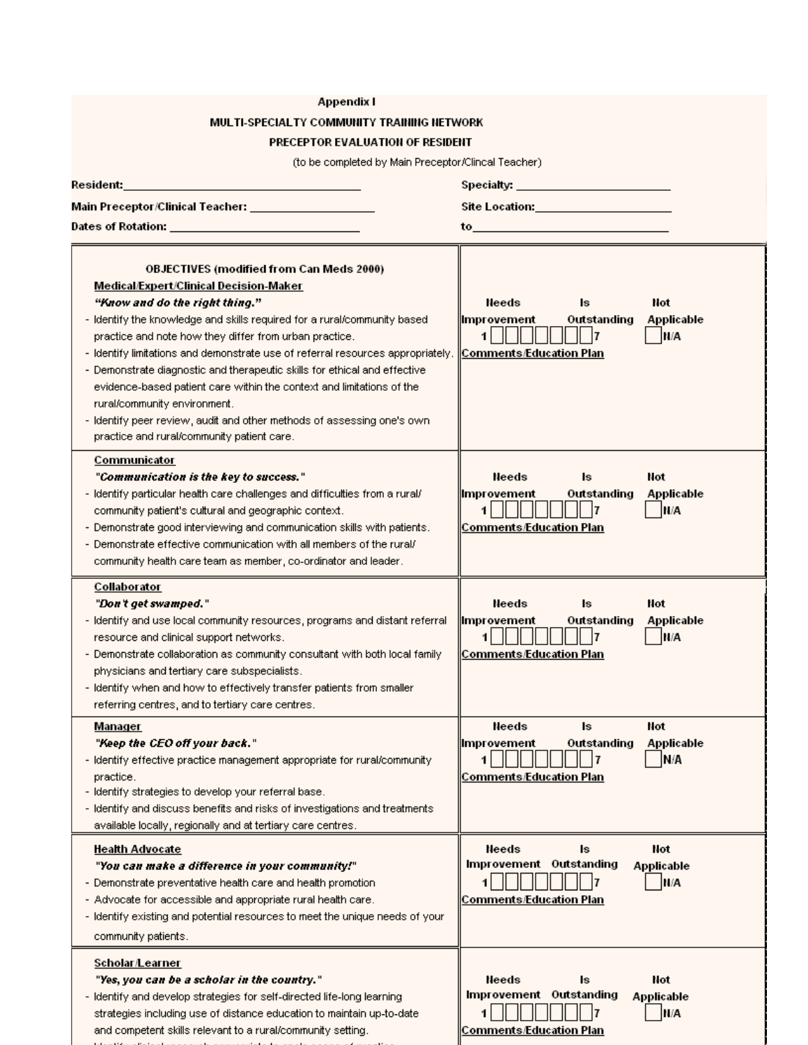Appendix I

**MULTI-SPECIALTY COMMUNITY TRAINING NETWORK**

**PRECEPTOR EVALUATION OF RESIDENT**

(to be completed by Main Preceptor/Clincal Teacher)

**Resident:**\_\_\_\_\_\_\_\_\_\_\_\_\_\_\_\_\_\_\_\_\_\_\_\_\_\_\_\_\_\_\_\_\_\_ **Specialty:** \_\_\_\_\_\_\_\_\_\_\_\_\_\_\_\_\_\_\_\_\_\_

**Main Preceptor/Clinical Teacher:** \_\_\_\_\_\_\_\_\_\_\_\_\_\_\_\_\_\_ **Site Location:**\_\_\_\_\_\_\_\_\_\_\_\_\_\_\_\_\_\_\_\_

**Dates of Rotation:** \_\_\_\_\_\_\_\_\_\_\_\_\_\_\_\_\_\_\_\_\_\_\_\_\_\_\_ **to**\_\_\_\_\_\_\_\_\_\_\_\_\_\_\_\_\_\_\_\_\_\_\_\_\_\_\_\_

| OBJECTIVES (modified from Can Meds 2000) | |
|---|---|
| **Medical/Expert/Clinical Decision-Maker**<br>***"Know and do the right thing."***<br>- Identify the knowledge and skills required for a rural/community based practice and note how they differ from urban practice.<br>- Identify limitations and demonstrate use of referral resources appropriately.<br>- Demonstrate diagnostic and therapeutic skills for ethical and effective evidence-based patient care within the context and limitations of the rural/community environment.<br>- Identify peer review, audit and other methods of assessing one's own practice and rural/community patient care. | **Needs Improvement** — **Is Outstanding** — **Not Applicable**<br>1 ☐☐☐☐☐☐☐ 7 ☐ N/A<br>**Comments/Education Plan** |
| **Communicator**<br>***"Communication is the key to success."***<br>- Identify particular health care challenges and difficulties from a rural/ community patient's cultural and geographic context.<br>- Demonstrate good interviewing and communication skills with patients.<br>- Demonstrate effective communication with all members of the rural/ community health care team as member, co-ordinator and leader. | **Needs Improvement** — **Is Outstanding** — **Not Applicable**<br>1 ☐☐☐☐☐☐☐ 7 ☐ N/A<br>**Comments/Education Plan** |
| **Collaborator**<br>***"Don't get swamped."***<br>- Identify and use local community resources, programs and distant referral resource and clinical support networks.<br>- Demonstrate collaboration as community consultant with both local family physicians and tertiary care subspecialists.<br>- Identify when and how to effectively transfer patients from smaller referring centres, and to tertiary care centres. | **Needs Improvement** — **Is Outstanding** — **Not Applicable**<br>1 ☐☐☐☐☐☐☐ 7 ☐ N/A<br>**Comments/Education Plan** |
| **Manager**<br>***"Keep the CEO off your back."***<br>- Identify effective practice management appropriate for rural/community practice.<br>- Identify strategies to develop your referral base.<br>- Identify and discuss benefits and risks of investigations and treatments available locally, regionally and at tertiary care centres. | **Needs Improvement** — **Is Outstanding** — **Not Applicable**<br>1 ☐☐☐☐☐☐☐ 7 ☐ N/A<br>**Comments/Education Plan** |
| **Health Advocate**<br>***"You can make a difference in your community!"***<br>- Demonstrate preventative health care and health promotion<br>- Advocate for accessible and appropriate rural health care.<br>- Identify existing and potential resources to meet the unique needs of your community patients. | **Needs Improvement** — **Is Outstanding** — **Not Applicable**<br>1 ☐☐☐☐☐☐☐ 7 ☐ N/A<br>**Comments/Education Plan** |
| **Scholar/Learner**<br>***"Yes, you can be a scholar in the country."***<br>- Identify and develop strategies for self-directed life-long learning strategies including use of distance education to maintain up-to-date and competent skills relevant to a rural/community setting. | **Needs Improvement** — **Is Outstanding** — **Not Applicable**<br>1 ☐☐☐☐☐☐☐ 7 ☐ N/A<br>**Comments/Education Plan** |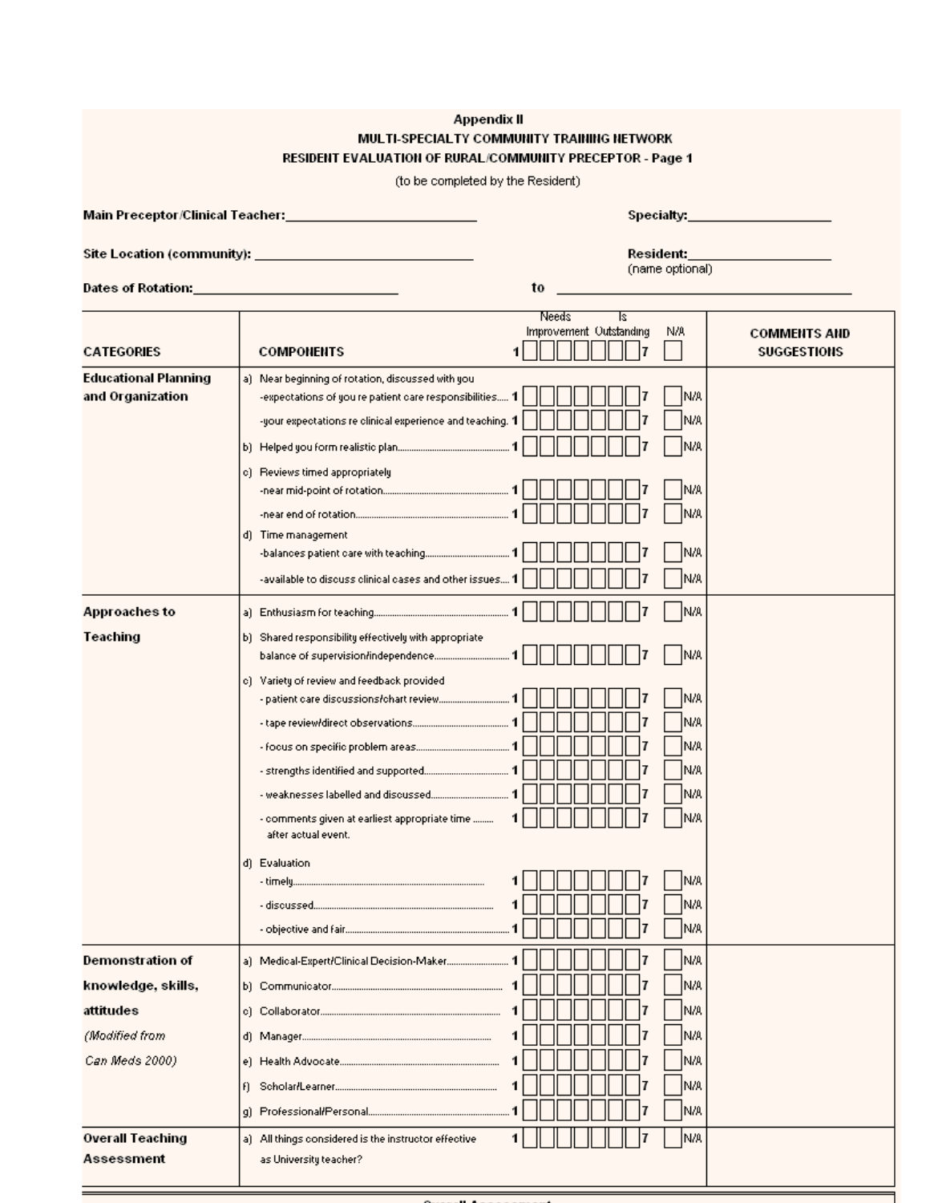# Appendix II

## MULTI-SPECIALTY COMMUNITY TRAINING NETWORK

## RESIDENT EVALUATION OF RURAL/COMMUNITY PRECEPTOR - Page 1

(to be completed by the Resident)

**Main Preceptor/Clinical Teacher:**___________________________ **Specialty:**____________________

**Site Location (community):** _____________________________ **Resident:**____________________ (name optional)

**Dates of Rotation:**___________________________ **to** ________________________________________

| CATEGORIES | COMPONENTS | Needs Improvement 1 ☐☐☐☐☐☐☐ 7 Is Outstanding | N/A ☐ | COMMENTS AND SUGGESTIONS |
|---|---|---|---|---|
| **Educational Planning and Organization** | a) Near beginning of rotation, discussed with you | | | |
| | -expectations of you re patient care responsibilities..... | 1 ☐☐☐☐☐☐☐ 7 | ☐ N/A | |
| | -your expectations re clinical experience and teaching. | 1 ☐☐☐☐☐☐☐ 7 | ☐ N/A | |
| | b) Helped you form realistic plan.............................................. | 1 ☐☐☐☐☐☐☐ 7 | ☐ N/A | |
| | c) Reviews timed appropriately | | | |
| | -near mid-point of rotation................................................... | 1 ☐☐☐☐☐☐☐ 7 | ☐ N/A | |
| | -near end of rotation.............................................................. | 1 ☐☐☐☐☐☐☐ 7 | ☐ N/A | |
| | d) Time management | | | |
| | -balances patient care with teaching.................................. | 1 ☐☐☐☐☐☐☐ 7 | ☐ N/A | |
| | -available to discuss clinical cases and other issues.... | 1 ☐☐☐☐☐☐☐ 7 | ☐ N/A | |
| **Approaches to Teaching** | a) Enthusiasm for teaching........................................................ | 1 ☐☐☐☐☐☐☐ 7 | ☐ N/A | |
| | b) Shared responsibility effectively with appropriate balance of supervision/independence.............................. | 1 ☐☐☐☐☐☐☐ 7 | ☐ N/A | |
| | c) Variety of review and feedback provided | | | |
| | - patient care discussions/chart review............................ | 1 ☐☐☐☐☐☐☐ 7 | ☐ N/A | |
| | - tape review/direct observations....................................... | 1 ☐☐☐☐☐☐☐ 7 | ☐ N/A | |
| | - focus on specific problem areas...................................... | 1 ☐☐☐☐☐☐☐ 7 | ☐ N/A | |
| | - strengths identified and supported.................................. | 1 ☐☐☐☐☐☐☐ 7 | ☐ N/A | |
| | - weaknesses labelled and discussed............................... | 1 ☐☐☐☐☐☐☐ 7 | ☐ N/A | |
| | - comments given at earliest appropriate time ........ after actual event. | 1 ☐☐☐☐☐☐☐ 7 | ☐ N/A | |
| | d) Evaluation | | | |
| | - timely................................................................................ | 1 ☐☐☐☐☐☐☐ 7 | ☐ N/A | |
| | - discussed.......................................................................... | 1 ☐☐☐☐☐☐☐ 7 | ☐ N/A | |
| | - objective and fair.............................................................. | 1 ☐☐☐☐☐☐☐ 7 | ☐ N/A | |
| **Demonstration of knowledge, skills, attitudes** *(Modified from Can Meds 2000)* | a) Medical-Expert/Clinical Decision-Maker......................... | 1 ☐☐☐☐☐☐☐ 7 | ☐ N/A | |
| | b) Communicator.................................................................. | 1 ☐☐☐☐☐☐☐ 7 | ☐ N/A | |
| | c) Collaborator..................................................................... | 1 ☐☐☐☐☐☐☐ 7 | ☐ N/A | |
| | d) Manager............................................................................ | 1 ☐☐☐☐☐☐☐ 7 | ☐ N/A | |
| | e) Health Advocate................................................................ | 1 ☐☐☐☐☐☐☐ 7 | ☐ N/A | |
| | f) Scholar/Learner.................................................................. | 1 ☐☐☐☐☐☐☐ 7 | ☐ N/A | |
| | g) Professional/Personal....................................................... | 1 ☐☐☐☐☐☐☐ 7 | ☐ N/A | |
| **Overall Teaching Assessment** | a) All things considered is the instructor effective as University teacher? | 1 ☐☐☐☐☐☐☐ 7 | ☐ N/A | |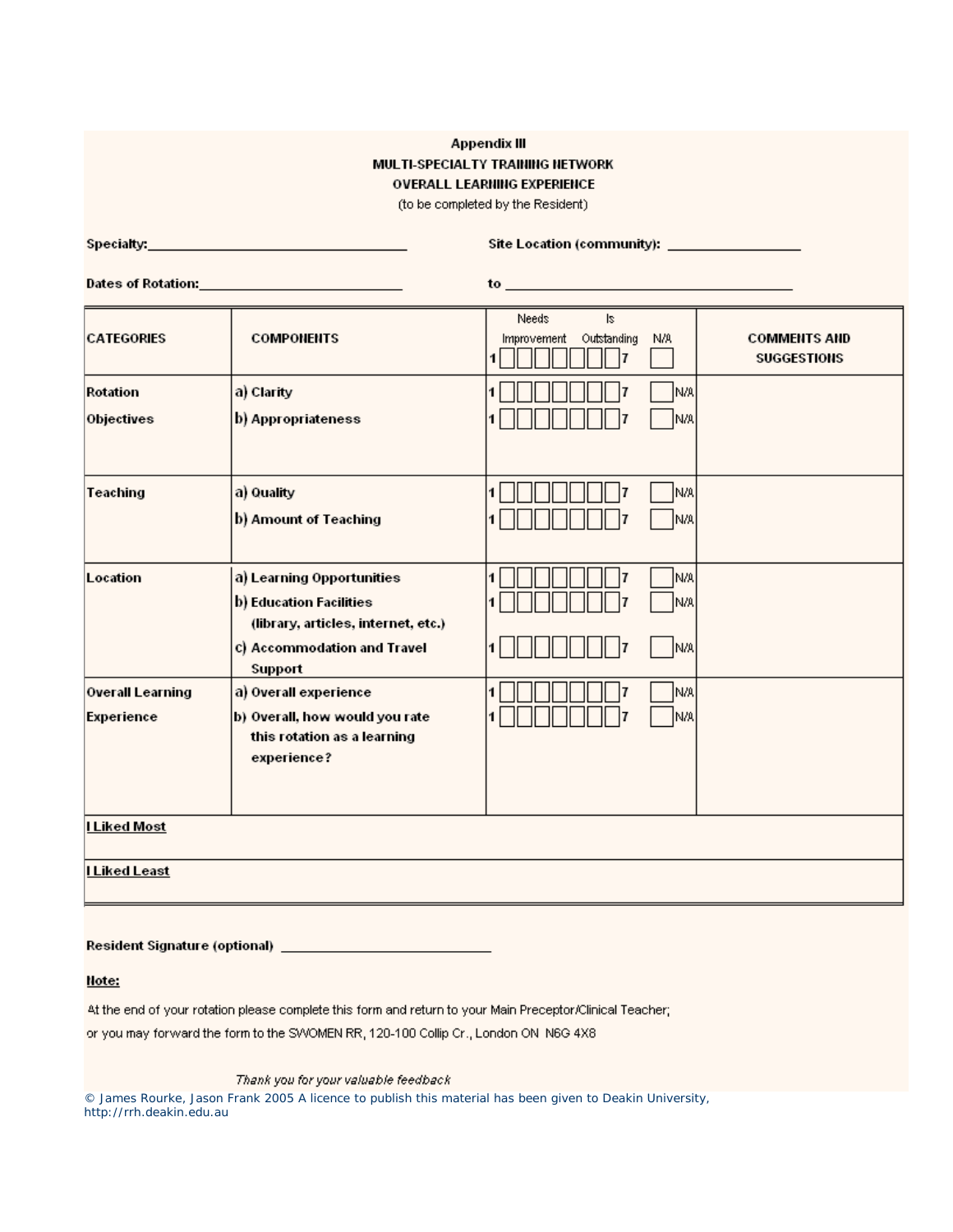**Appendix III**

**MULTI-SPECIALTY TRAINING NETWORK**

**OVERALL LEARNING EXPERIENCE**

(to be completed by the Resident)

**Specialty:**\_\_\_\_\_\_\_\_\_\_\_\_\_\_\_\_\_\_\_\_\_\_\_\_\_\_\_\_ **Site Location (community):** \_\_\_\_\_\_\_\_\_\_\_\_\_\_\_\_

**Dates of Rotation:**\_\_\_\_\_\_\_\_\_\_\_\_\_\_\_\_\_\_\_\_\_\_ **to** \_\_\_\_\_\_\_\_\_\_\_\_\_\_\_\_\_\_\_\_\_\_\_\_\_\_\_\_\_\_

| **CATEGORIES** | **COMPONENTS** | Needs Improvement 1 ☐☐☐☐☐☐☐ 7 Is Outstanding | N/A ☐ | **COMMENTS AND SUGGESTIONS** |
|---|---|---|---|---|
| **Rotation Objectives** | **a) Clarity** | 1 ☐☐☐☐☐☐☐ 7 | ☐ N/A | |
| | **b) Appropriateness** | 1 ☐☐☐☐☐☐☐ 7 | ☐ N/A | |
| **Teaching** | **a) Quality** | 1 ☐☐☐☐☐☐☐ 7 | ☐ N/A | |
| | **b) Amount of Teaching** | 1 ☐☐☐☐☐☐☐ 7 | ☐ N/A | |
| **Location** | **a) Learning Opportunities** | 1 ☐☐☐☐☐☐☐ 7 | ☐ N/A | |
| | **b) Education Facilities (library, articles, internet, etc.)** | 1 ☐☐☐☐☐☐☐ 7 | ☐ N/A | |
| | **c) Accommodation and Travel Support** | 1 ☐☐☐☐☐☐☐ 7 | ☐ N/A | |
| **Overall Learning Experience** | **a) Overall experience** | 1 ☐☐☐☐☐☐☐ 7 | ☐ N/A | |
| | **b) Overall, how would you rate this rotation as a learning experience?** | 1 ☐☐☐☐☐☐☐ 7 | ☐ N/A | |

**I Liked Most**

**I Liked Least**

**Resident Signature (optional)** \_\_\_\_\_\_\_\_\_\_\_\_\_\_\_\_\_\_\_\_\_\_\_\_\_\_

**Note:**

At the end of your rotation please complete this form and return to your Main Preceptor/Clinical Teacher; or you may forward the form to the SWOMEN RR, 120-100 Collip Cr., London ON N6G 4X8

*Thank you for your valuable feedback*